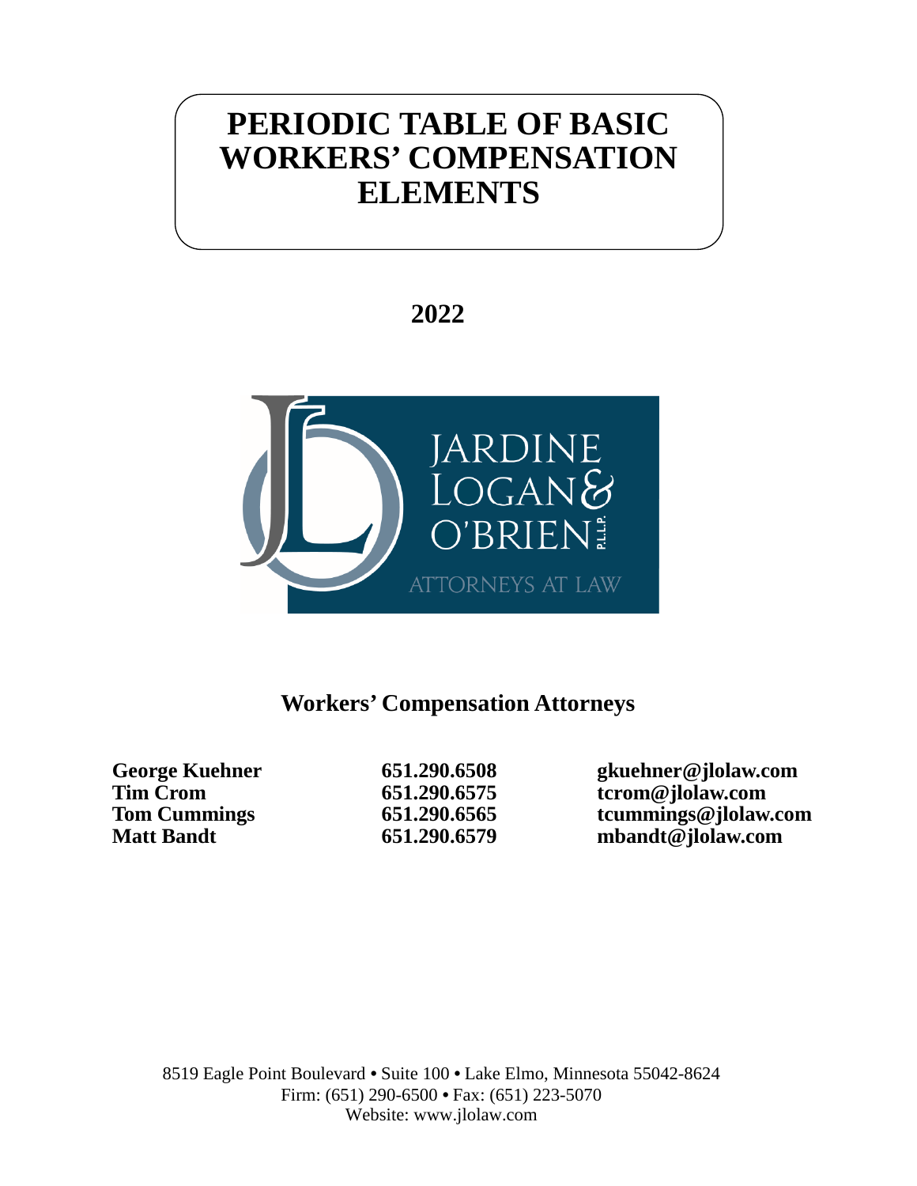# PERIODIC TABLE OF BASIC WORKERS' COMPENSATION ELEMENTS

## 2022

JARDINE LOGAN & O'BRIEN P.L.L.P.

ATTORNEYS AT LAW

### Workers' Compensation Attorneys

| | | |
|---|---|---|
| **George Kuehner** | **651.290.6508** | **gkuehner@jlolaw.com** |
| **Tim Crom** | **651.290.6575** | **tcrom@jlolaw.com** |
| **Tom Cummings** | **651.290.6565** | **tcummings@jlolaw.com** |
| **Matt Bandt** | **651.290.6579** | **mbandt@jlolaw.com** |

8519 Eagle Point Boulevard • Suite 100 • Lake Elmo, Minnesota 55042-8624
Firm: (651) 290-6500 • Fax: (651) 223-5070
Website: www.jlolaw.com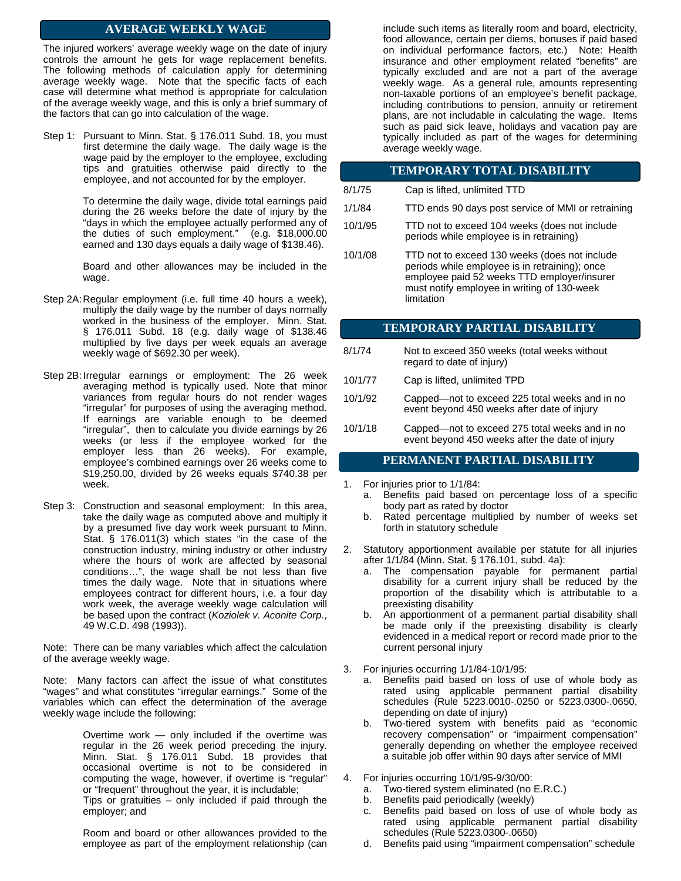## AVERAGE WEEKLY WAGE

The injured workers' average weekly wage on the date of injury controls the amount he gets for wage replacement benefits. The following methods of calculation apply for determining average weekly wage. Note that the specific facts of each case will determine what method is appropriate for calculation of the average weekly wage, and this is only a brief summary of the factors that can go into calculation of the wage.

Step 1: Pursuant to Minn. Stat. § 176.011 Subd. 18, you must first determine the daily wage. The daily wage is the wage paid by the employer to the employee, excluding tips and gratuities otherwise paid directly to the employee, and not accounted for by the employer.

To determine the daily wage, divide total earnings paid during the 26 weeks before the date of injury by the "days in which the employee actually performed any of the duties of such employment." (e.g. $18,000.00 earned and 130 days equals a daily wage of $138.46).

Board and other allowances may be included in the wage.

Step 2A: Regular employment (i.e. full time 40 hours a week), multiply the daily wage by the number of days normally worked in the business of the employer. Minn. Stat. § 176.011 Subd. 18 (e.g. daily wage of $138.46 multiplied by five days per week equals an average weekly wage of $692.30 per week).

Step 2B: Irregular earnings or employment: The 26 week averaging method is typically used. Note that minor variances from regular hours do not render wages "irregular" for purposes of using the averaging method. If earnings are variable enough to be deemed "irregular", then to calculate you divide earnings by 26 weeks (or less if the employee worked for the employer less than 26 weeks). For example, employee's combined earnings over 26 weeks come to $19,250.00, divided by 26 weeks equals $740.38 per week.

Step 3: Construction and seasonal employment: In this area, take the daily wage as computed above and multiply it by a presumed five day work week pursuant to Minn. Stat. § 176.011(3) which states "in the case of the construction industry, mining industry or other industry where the hours of work are affected by seasonal conditions…", the wage shall be not less than five times the daily wage. Note that in situations where employees contract for different hours, i.e. a four day work week, the average weekly wage calculation will be based upon the contract (*Koziolek v. Aconite Corp.*, 49 W.C.D. 498 (1993)).

Note: There can be many variables which affect the calculation of the average weekly wage.

Note: Many factors can affect the issue of what constitutes "wages" and what constitutes "irregular earnings." Some of the variables which can effect the determination of the average weekly wage include the following:

Overtime work — only included if the overtime was regular in the 26 week period preceding the injury. Minn. Stat. § 176.011 Subd. 18 provides that occasional overtime is not to be considered in computing the wage, however, if overtime is "regular" or "frequent" throughout the year, it is includable;
Tips or gratuities – only included if paid through the employer; and

Room and board or other allowances provided to the employee as part of the employment relationship (can include such items as literally room and board, electricity, food allowance, certain per diems, bonuses if paid based on individual performance factors, etc.) Note: Health insurance and other employment related "benefits" are typically excluded and are not a part of the average weekly wage. As a general rule, amounts representing non-taxable portions of an employee's benefit package, including contributions to pension, annuity or retirement plans, are not includable in calculating the wage. Items such as paid sick leave, holidays and vacation pay are typically included as part of the wages for determining average weekly wage.

## TEMPORARY TOTAL DISABILITY

| | |
|---|---|
| 8/1/75 | Cap is lifted, unlimited TTD |
| 1/1/84 | TTD ends 90 days post service of MMI or retraining |
| 10/1/95 | TTD not to exceed 104 weeks (does not include periods while employee is in retraining) |
| 10/1/08 | TTD not to exceed 130 weeks (does not include periods while employee is in retraining); once employee paid 52 weeks TTD employer/insurer must notify employee in writing of 130-week limitation |

## TEMPORARY PARTIAL DISABILITY

| | |
|---|---|
| 8/1/74 | Not to exceed 350 weeks (total weeks without regard to date of injury) |
| 10/1/77 | Cap is lifted, unlimited TPD |
| 10/1/92 | Capped—not to exceed 225 total weeks and in no event beyond 450 weeks after date of injury |
| 10/1/18 | Capped—not to exceed 275 total weeks and in no event beyond 450 weeks after the date of injury |

## PERMANENT PARTIAL DISABILITY

1. For injuries prior to 1/1/84:
   a. Benefits paid based on percentage loss of a specific body part as rated by doctor
   b. Rated percentage multiplied by number of weeks set forth in statutory schedule

2. Statutory apportionment available per statute for all injuries after 1/1/84 (Minn. Stat. § 176.101, subd. 4a):
   a. The compensation payable for permanent partial disability for a current injury shall be reduced by the proportion of the disability which is attributable to a preexisting disability
   b. An apportionment of a permanent partial disability shall be made only if the preexisting disability is clearly evidenced in a medical report or record made prior to the current personal injury

3. For injuries occurring 1/1/84-10/1/95:
   a. Benefits paid based on loss of use of whole body as rated using applicable permanent partial disability schedules (Rule 5223.0010-.0250 or 5223.0300-.0650, depending on date of injury)
   b. Two-tiered system with benefits paid as "economic recovery compensation" or "impairment compensation" generally depending on whether the employee received a suitable job offer within 90 days after service of MMI

4. For injuries occurring 10/1/95-9/30/00:
   a. Two-tiered system eliminated (no E.R.C.)
   b. Benefits paid periodically (weekly)
   c. Benefits paid based on loss of use of whole body as rated using applicable permanent partial disability schedules (Rule 5223.0300-.0650)
   d. Benefits paid using "impairment compensation" schedule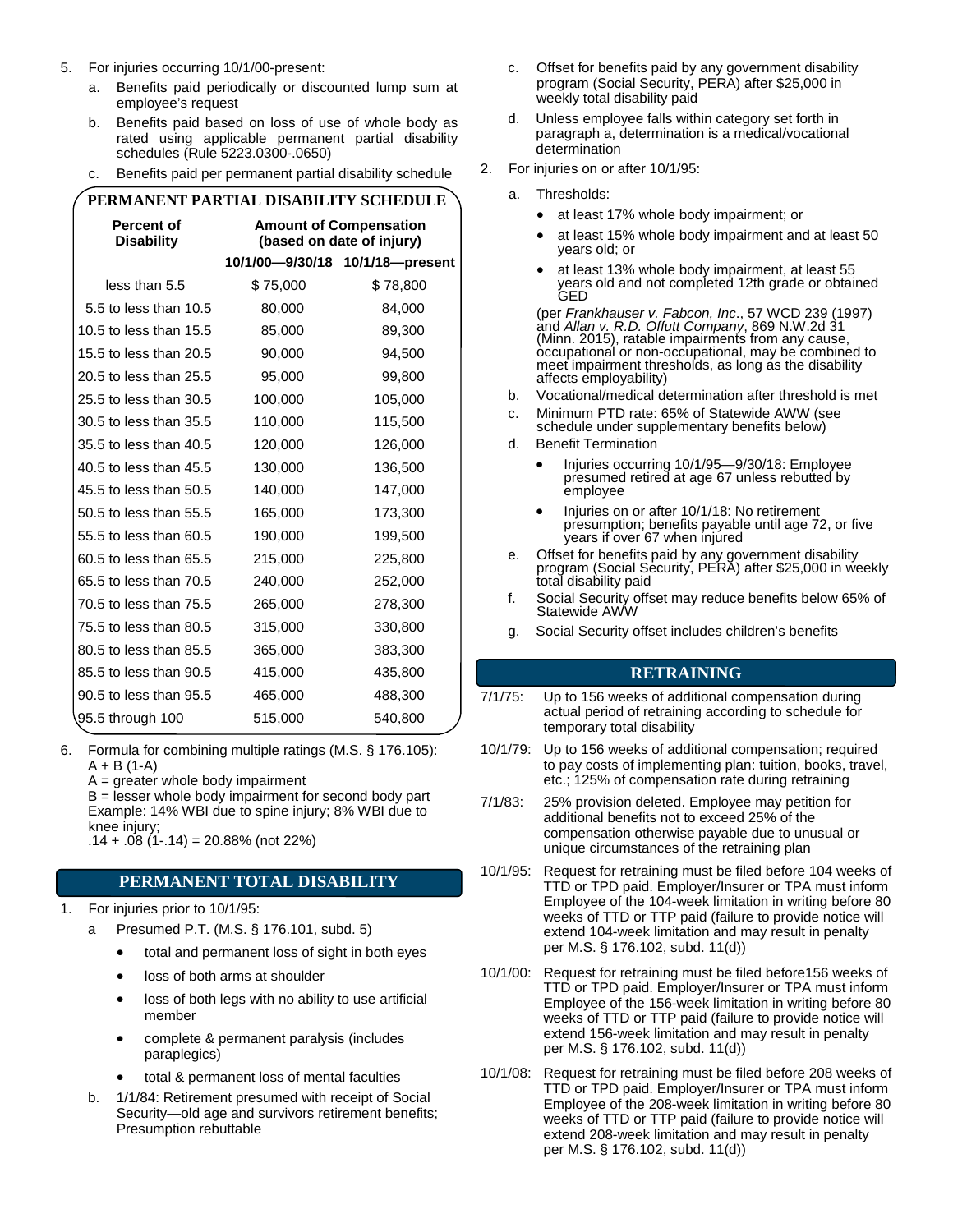5. For injuries occurring 10/1/00-present:
   a. Benefits paid periodically or discounted lump sum at employee's request
   b. Benefits paid based on loss of use of whole body as rated using applicable permanent partial disability schedules (Rule 5223.0300-.0650)
   c. Benefits paid per permanent partial disability schedule

**PERMANENT PARTIAL DISABILITY SCHEDULE**

| Percent of Disability | Amount of Compensation (based on date of injury) | |
|---|---|---|
| | 10/1/00—9/30/18 | 10/1/18—present |
| less than 5.5 | $ 75,000 | $ 78,800 |
| 5.5 to less than 10.5 | 80,000 | 84,000 |
| 10.5 to less than 15.5 | 85,000 | 89,300 |
| 15.5 to less than 20.5 | 90,000 | 94,500 |
| 20.5 to less than 25.5 | 95,000 | 99,800 |
| 25.5 to less than 30.5 | 100,000 | 105,000 |
| 30.5 to less than 35.5 | 110,000 | 115,500 |
| 35.5 to less than 40.5 | 120,000 | 126,000 |
| 40.5 to less than 45.5 | 130,000 | 136,500 |
| 45.5 to less than 50.5 | 140,000 | 147,000 |
| 50.5 to less than 55.5 | 165,000 | 173,300 |
| 55.5 to less than 60.5 | 190,000 | 199,500 |
| 60.5 to less than 65.5 | 215,000 | 225,800 |
| 65.5 to less than 70.5 | 240,000 | 252,000 |
| 70.5 to less than 75.5 | 265,000 | 278,300 |
| 75.5 to less than 80.5 | 315,000 | 330,800 |
| 80.5 to less than 85.5 | 365,000 | 383,300 |
| 85.5 to less than 90.5 | 415,000 | 435,800 |
| 90.5 to less than 95.5 | 465,000 | 488,300 |
| 95.5 through 100 | 515,000 | 540,800 |

6. Formula for combining multiple ratings (M.S. § 176.105): $A + B(1-A)$
   A = greater whole body impairment
   B = lesser whole body impairment for second body part
   Example: 14% WBI due to spine injury; 8% WBI due to knee injury;
   $.14 + .08(1-.14) = 20.88\%$ (not 22%)

## PERMANENT TOTAL DISABILITY

1. For injuries prior to 10/1/95:
   a Presumed P.T. (M.S. § 176.101, subd. 5)
      - total and permanent loss of sight in both eyes
      - loss of both arms at shoulder
      - loss of both legs with no ability to use artificial member
      - complete & permanent paralysis (includes paraplegics)
      - total & permanent loss of mental faculties
   b. 1/1/84: Retirement presumed with receipt of Social Security—old age and survivors retirement benefits; Presumption rebuttable
   c. Offset for benefits paid by any government disability program (Social Security, PERA) after $25,000 in weekly total disability paid
   d. Unless employee falls within category set forth in paragraph a, determination is a medical/vocational determination
2. For injuries on or after 10/1/95:
   a. Thresholds:
      - at least 17% whole body impairment; or
      - at least 15% whole body impairment and at least 50 years old; or
      - at least 13% whole body impairment, at least 55 years old and not completed 12th grade or obtained GED

      (per *Frankhauser v. Fabcon, Inc*., 57 WCD 239 (1997) and *Allan v. R.D. Offutt Company*, 869 N.W.2d 31 (Minn. 2015), ratable impairments from any cause, occupational or non-occupational, may be combined to meet impairment thresholds, as long as the disability affects employability)
   b. Vocational/medical determination after threshold is met
   c. Minimum PTD rate: 65% of Statewide AWW (see schedule under supplementary benefits below)
   d. Benefit Termination
      - Injuries occurring 10/1/95—9/30/18: Employee presumed retired at age 67 unless rebutted by employee
      - Injuries on or after 10/1/18: No retirement presumption; benefits payable until age 72, or five years if over 67 when injured
   e. Offset for benefits paid by any government disability program (Social Security, PERA) after $25,000 in weekly total disability paid
   f. Social Security offset may reduce benefits below 65% of Statewide AWW
   g. Social Security offset includes children's benefits

## RETRAINING

7/1/75: Up to 156 weeks of additional compensation during actual period of retraining according to schedule for temporary total disability

10/1/79: Up to 156 weeks of additional compensation; required to pay costs of implementing plan: tuition, books, travel, etc.; 125% of compensation rate during retraining

7/1/83: 25% provision deleted. Employee may petition for additional benefits not to exceed 25% of the compensation otherwise payable due to unusual or unique circumstances of the retraining plan

10/1/95: Request for retraining must be filed before 104 weeks of TTD or TPD paid. Employer/Insurer or TPA must inform Employee of the 104-week limitation in writing before 80 weeks of TTD or TTP paid (failure to provide notice will extend 104-week limitation and may result in penalty per M.S. § 176.102, subd. 11(d))

10/1/00: Request for retraining must be filed before156 weeks of TTD or TPD paid. Employer/Insurer or TPA must inform Employee of the 156-week limitation in writing before 80 weeks of TTD or TTP paid (failure to provide notice will extend 156-week limitation and may result in penalty per M.S. § 176.102, subd. 11(d))

10/1/08: Request for retraining must be filed before 208 weeks of TTD or TPD paid. Employer/Insurer or TPA must inform Employee of the 208-week limitation in writing before 80 weeks of TTD or TTP paid (failure to provide notice will extend 208-week limitation and may result in penalty per M.S. § 176.102, subd. 11(d))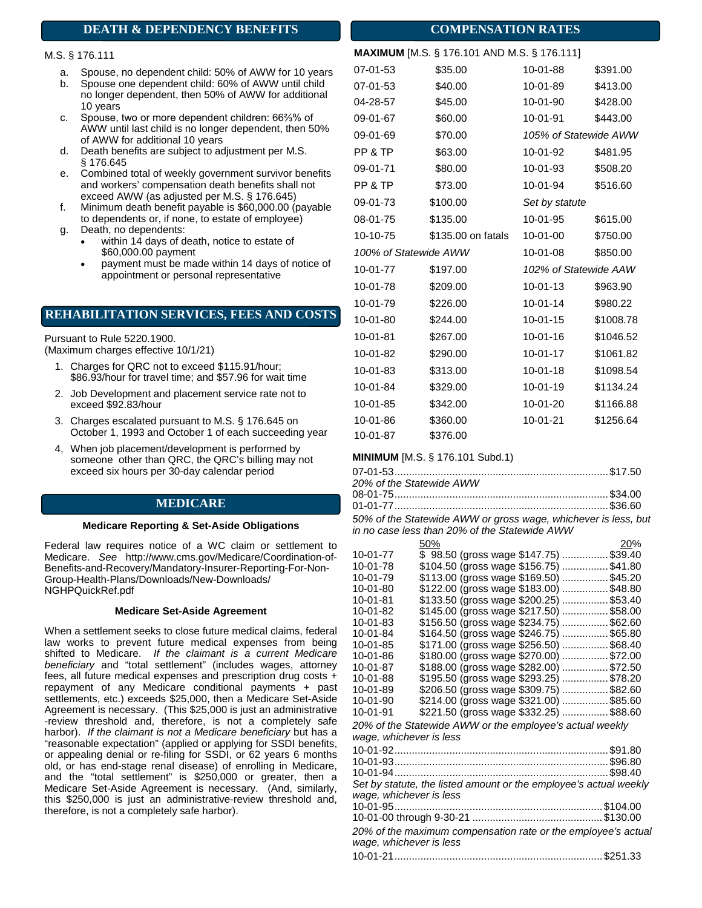## DEATH & DEPENDENCY BENEFITS

M.S. § 176.111

a. Spouse, no dependent child: 50% of AWW for 10 years
b. Spouse one dependent child: 60% of AWW until child no longer dependent, then 50% of AWW for additional 10 years
c. Spouse, two or more dependent children: 66⅔% of AWW until last child is no longer dependent, then 50% of AWW for additional 10 years
d. Death benefits are subject to adjustment per M.S. § 176.645
e. Combined total of weekly government survivor benefits and workers' compensation death benefits shall not exceed AWW (as adjusted per M.S. § 176.645)
f. Minimum death benefit payable is $60,000.00 (payable to dependents or, if none, to estate of employee)
g. Death, no dependents:
   - within 14 days of death, notice to estate of $60,000.00 payment
   - payment must be made within 14 days of notice of appointment or personal representative

## REHABILITATION SERVICES, FEES AND COSTS

Pursuant to Rule 5220.1900.
(Maximum charges effective 10/1/21)

1. Charges for QRC not to exceed $115.91/hour; $86.93/hour for travel time; and $57.96 for wait time
2. Job Development and placement service rate not to exceed $92.83/hour
3. Charges escalated pursuant to M.S. § 176.645 on October 1, 1993 and October 1 of each succeeding year
4, When job placement/development is performed by someone other than QRC, the QRC's billing may not exceed six hours per 30-day calendar period

## MEDICARE

### Medicare Reporting & Set-Aside Obligations

Federal law requires notice of a WC claim or settlement to Medicare. *See* http://www.cms.gov/Medicare/Coordination-of-Benefits-and-Recovery/Mandatory-Insurer-Reporting-For-Non-Group-Health-Plans/Downloads/New-Downloads/NGHPQuickRef.pdf

### Medicare Set-Aside Agreement

When a settlement seeks to close future medical claims, federal law works to prevent future medical expenses from being shifted to Medicare. *If the claimant is a current Medicare beneficiary* and "total settlement" (includes wages, attorney fees, all future medical expenses and prescription drug costs + repayment of any Medicare conditional payments + past settlements, etc.) exceeds $25,000, then a Medicare Set-Aside Agreement is necessary. (This $25,000 is just an administrative -review threshold and, therefore, is not a completely safe harbor). *If the claimant is not a Medicare beneficiary* but has a "reasonable expectation" (applied or applying for SSDI benefits, or appealing denial or re-filing for SSDI, or 62 years 6 months old, or has end-stage renal disease) of enrolling in Medicare, and the "total settlement" is $250,000 or greater, then a Medicare Set-Aside Agreement is necessary. (And, similarly, this $250,000 is just an administrative-review threshold and, therefore, is not a completely safe harbor).

## COMPENSATION RATES

**MAXIMUM** [M.S. § 176.101 AND M.S. § 176.111]

| Date | Rate | Date | Rate |
|---|---|---|---|
| 07-01-53 | $35.00 | 10-01-88 | $391.00 |
| 07-01-53 | $40.00 | 10-01-89 | $413.00 |
| 04-28-57 | $45.00 | 10-01-90 | $428.00 |
| 09-01-67 | $60.00 | 10-01-91 | $443.00 |
| 09-01-69 | $70.00 | *105% of Statewide AWW* | |
| PP & TP | $63.00 | 10-01-92 | $481.95 |
| 09-01-71 | $80.00 | 10-01-93 | $508.20 |
| PP & TP | $73.00 | 10-01-94 | $516.60 |
| 09-01-73 | $100.00 | *Set by statute* | |
| 08-01-75 | $135.00 | 10-01-95 | $615.00 |
| 10-10-75 | $135.00 on fatals | 10-01-00 | $750.00 |
| *100% of Statewide AWW* | | 10-01-08 | $850.00 |
| 10-01-77 | $197.00 | *102% of Statewide AAW* | |
| 10-01-78 | $209.00 | 10-01-13 | $963.90 |
| 10-01-79 | $226.00 | 10-01-14 | $980.22 |
| 10-01-80 | $244.00 | 10-01-15 | $1008.78 |
| 10-01-81 | $267.00 | 10-01-16 | $1046.52 |
| 10-01-82 | $290.00 | 10-01-17 | $1061.82 |
| 10-01-83 | $313.00 | 10-01-18 | $1098.54 |
| 10-01-84 | $329.00 | 10-01-19 | $1134.24 |
| 10-01-85 | $342.00 | 10-01-20 | $1166.88 |
| 10-01-86 | $360.00 | 10-01-21 | $1256.64 |
| 10-01-87 | $376.00 | | |

**MINIMUM** [M.S. § 176.101 Subd.1)

07-01-53 .......... $17.50

*20% of the Statewide AWW*

08-01-75 .......... $34.00
01-01-77 .......... $36.60

*50% of the Statewide AWW or gross wage, whichever is less, but in no case less than 20% of the Statewide AWW*

| Date | 50% | 20% |
|---|---|---|
| 10-01-77 | $ 98.50 (gross wage $147.75) | $39.40 |
| 10-01-78 | $104.50 (gross wage $156.75) | $41.80 |
| 10-01-79 | $113.00 (gross wage $169.50) | $45.20 |
| 10-01-80 | $122.00 (gross wage $183.00) | $48.80 |
| 10-01-81 | $133.50 (gross wage $200.25) | $53.40 |
| 10-01-82 | $145.00 (gross wage $217.50) | $58.00 |
| 10-01-83 | $156.50 (gross wage $234.75) | $62.60 |
| 10-01-84 | $164.50 (gross wage $246.75) | $65.80 |
| 10-01-85 | $171.00 (gross wage $256.50) | $68.40 |
| 10-01-86 | $180.00 (gross wage $270.00) | $72.00 |
| 10-01-87 | $188.00 (gross wage $282.00) | $72.50 |
| 10-01-88 | $195.50 (gross wage $293.25) | $78.20 |
| 10-01-89 | $206.50 (gross wage $309.75) | $82.60 |
| 10-01-90 | $214.00 (gross wage $321.00) | $85.60 |
| 10-01-91 | $221.50 (gross wage $332.25) | $88.60 |

*20% of the Statewide AWW or the employee's actual weekly wage, whichever is less*

10-01-92 .......... $91.80
10-01-93 .......... $96.80
10-01-94 .......... $98.40

*Set by statute, the listed amount or the employee's actual weekly wage, whichever is less*

10-01-95 .......... $104.00
10-01-00 through 9-30-21 .......... $130.00

*20% of the maximum compensation rate or the employee's actual wage, whichever is less*

10-01-21 .......... $251.33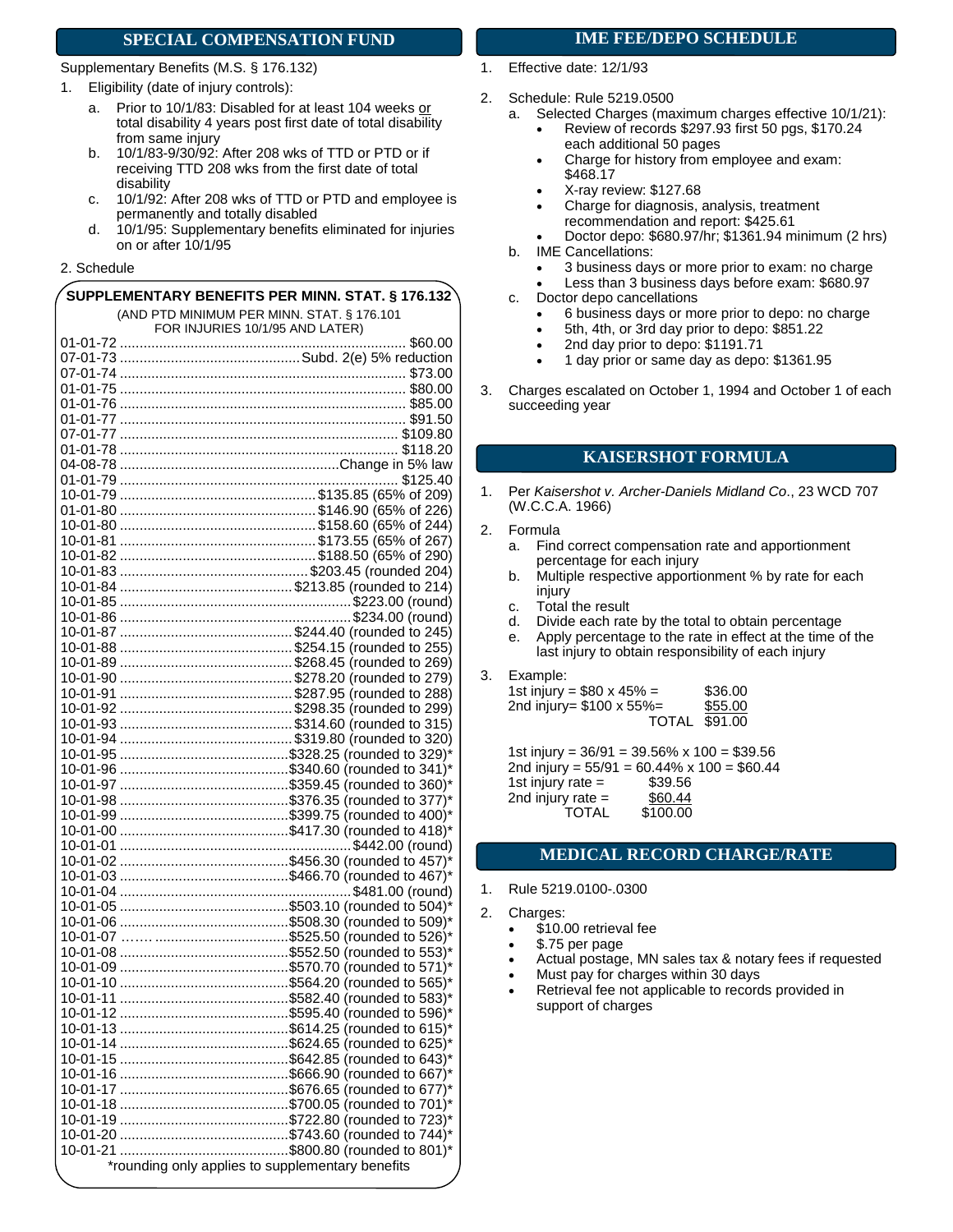## SPECIAL COMPENSATION FUND

Supplementary Benefits (M.S. § 176.132)

1. Eligibility (date of injury controls):
   a. Prior to 10/1/83: Disabled for at least 104 weeks or total disability 4 years post first date of total disability from same injury
   b. 10/1/83-9/30/92: After 208 wks of TTD or PTD or if receiving TTD 208 wks from the first date of total disability
   c. 10/1/92: After 208 wks of TTD or PTD and employee is permanently and totally disabled
   d. 10/1/95: Supplementary benefits eliminated for injuries on or after 10/1/95

2. Schedule

**SUPPLEMENTARY BENEFITS PER MINN. STAT. § 176.132**
(AND PTD MINIMUM PER MINN. STAT. § 176.101 FOR INJURIES 10/1/95 AND LATER)

| Date | Amount |
|---|---|
| 01-01-72 | $60.00 |
| 07-01-73 | Subd. 2(e) 5% reduction |
| 07-01-74 | $73.00 |
| 01-01-75 | $80.00 |
| 01-01-76 | $85.00 |
| 01-01-77 | $91.50 |
| 07-01-77 | $109.80 |
| 01-01-78 | $118.20 |
| 04-08-78 | Change in 5% law |
| 01-01-79 | $125.40 |
| 10-01-79 | $135.85 (65% of 209) |
| 01-01-80 | $146.90 (65% of 226) |
| 10-01-80 | $158.60 (65% of 244) |
| 10-01-81 | $173.55 (65% of 267) |
| 10-01-82 | $188.50 (65% of 290) |
| 10-01-83 | $203.45 (rounded 204) |
| 10-01-84 | $213.85 (rounded to 214) |
| 10-01-85 | $223.00 (round) |
| 10-01-86 | $234.00 (round) |
| 10-01-87 | $244.40 (rounded to 245) |
| 10-01-88 | $254.15 (rounded to 255) |
| 10-01-89 | $268.45 (rounded to 269) |
| 10-01-90 | $278.20 (rounded to 279) |
| 10-01-91 | $287.95 (rounded to 288) |
| 10-01-92 | $298.35 (rounded to 299) |
| 10-01-93 | $314.60 (rounded to 315) |
| 10-01-94 | $319.80 (rounded to 320) |
| 10-01-95 | $328.25 (rounded to 329)* |
| 10-01-96 | $340.60 (rounded to 341)* |
| 10-01-97 | $359.45 (rounded to 360)* |
| 10-01-98 | $376.35 (rounded to 377)* |
| 10-01-99 | $399.75 (rounded to 400)* |
| 10-01-00 | $417.30 (rounded to 418)* |
| 10-01-01 | $442.00 (round) |
| 10-01-02 | $456.30 (rounded to 457)* |
| 10-01-03 | $466.70 (rounded to 467)* |
| 10-01-04 | $481.00 (round) |
| 10-01-05 | $503.10 (rounded to 504)* |
| 10-01-06 | $508.30 (rounded to 509)* |
| 10-01-07 | $525.50 (rounded to 526)* |
| 10-01-08 | $552.50 (rounded to 553)* |
| 10-01-09 | $570.70 (rounded to 571)* |
| 10-01-10 | $564.20 (rounded to 565)* |
| 10-01-11 | $582.40 (rounded to 583)* |
| 10-01-12 | $595.40 (rounded to 596)* |
| 10-01-13 | $614.25 (rounded to 615)* |
| 10-01-14 | $624.65 (rounded to 625)* |
| 10-01-15 | $642.85 (rounded to 643)* |
| 10-01-16 | $666.90 (rounded to 667)* |
| 10-01-17 | $676.65 (rounded to 677)* |
| 10-01-18 | $700.05 (rounded to 701)* |
| 10-01-19 | $722.80 (rounded to 723)* |
| 10-01-20 | $743.60 (rounded to 744)* |
| 10-01-21 | $800.80 (rounded to 801)* |

*rounding only applies to supplementary benefits

## IME FEE/DEPO SCHEDULE

1. Effective date: 12/1/93
2. Schedule: Rule 5219.0500
   a. Selected Charges (maximum charges effective 10/1/21):
      - Review of records $297.93 first 50 pgs, $170.24 each additional 50 pages
      - Charge for history from employee and exam: $468.17
      - X-ray review: $127.68
      - Charge for diagnosis, analysis, treatment recommendation and report: $425.61
      - Doctor depo: $680.97/hr; $1361.94 minimum (2 hrs)
   b. IME Cancellations:
      - 3 business days or more prior to exam: no charge
      - Less than 3 business days before exam: $680.97
   c. Doctor depo cancellations
      - 6 business days or more prior to depo: no charge
      - 5th, 4th, or 3rd day prior to depo: $851.22
      - 2nd day prior to depo: $1191.71
      - 1 day prior or same day as depo: $1361.95
3. Charges escalated on October 1, 1994 and October 1 of each succeeding year

## KAISERSHOT FORMULA

1. Per *Kaisershot v. Archer-Daniels Midland Co*., 23 WCD 707 (W.C.C.A. 1966)
2. Formula
   a. Find correct compensation rate and apportionment percentage for each injury
   b. Multiple respective apportionment % by rate for each injury
   c. Total the result
   d. Divide each rate by the total to obtain percentage
   e. Apply percentage to the rate in effect at the time of the last injury to obtain responsibility of each injury
3. Example:

| | |
|---|---|
| 1st injury = $80 x 45% = | $36.00 |
| 2nd injury= $100 x 55%= | $55.00 |
| TOTAL | $91.00 |

1st injury = 36/91 = 39.56% x 100 = $39.56
2nd injury = 55/91 = 60.44% x 100 = $60.44

| | |
|---|---|
| 1st injury rate = | $39.56 |
| 2nd injury rate = | $60.44 |
| TOTAL | $100.00 |

## MEDICAL RECORD CHARGE/RATE

1. Rule 5219.0100-.0300
2. Charges:
   - $10.00 retrieval fee
   - $.75 per page
   - Actual postage, MN sales tax & notary fees if requested
   - Must pay for charges within 30 days
   - Retrieval fee not applicable to records provided in support of charges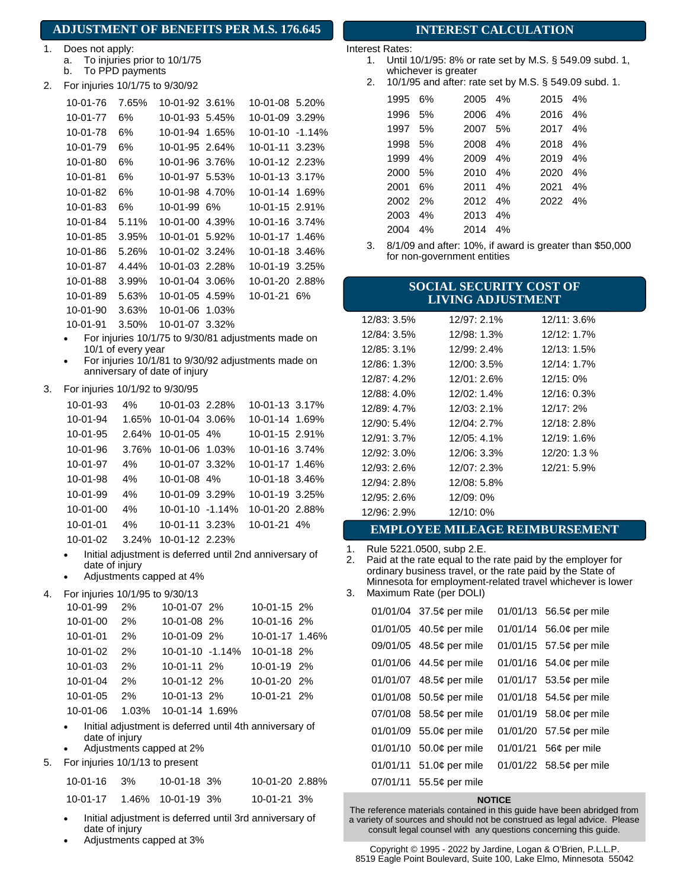## ADJUSTMENT OF BENEFITS PER M.S. 176.645

1. Does not apply:
   a. To injuries prior to 10/1/75
   b. To PPD payments
2. For injuries 10/1/75 to 9/30/92

| | | | | | |
|---|---|---|---|---|---|
| 10-01-76 | 7.65% | 10-01-92 | 3.61% | 10-01-08 | 5.20% |
| 10-01-77 | 6% | 10-01-93 | 5.45% | 10-01-09 | 3.29% |
| 10-01-78 | 6% | 10-01-94 | 1.65% | 10-01-10 | -1.14% |
| 10-01-79 | 6% | 10-01-95 | 2.64% | 10-01-11 | 3.23% |
| 10-01-80 | 6% | 10-01-96 | 3.76% | 10-01-12 | 2.23% |
| 10-01-81 | 6% | 10-01-97 | 5.53% | 10-01-13 | 3.17% |
| 10-01-82 | 6% | 10-01-98 | 4.70% | 10-01-14 | 1.69% |
| 10-01-83 | 6% | 10-01-99 | 6% | 10-01-15 | 2.91% |
| 10-01-84 | 5.11% | 10-01-00 | 4.39% | 10-01-16 | 3.74% |
| 10-01-85 | 3.95% | 10-01-01 | 5.92% | 10-01-17 | 1.46% |
| 10-01-86 | 5.26% | 10-01-02 | 3.24% | 10-01-18 | 3.46% |
| 10-01-87 | 4.44% | 10-01-03 | 2.28% | 10-01-19 | 3.25% |
| 10-01-88 | 3.99% | 10-01-04 | 3.06% | 10-01-20 | 2.88% |
| 10-01-89 | 5.63% | 10-01-05 | 4.59% | 10-01-21 | 6% |
| 10-01-90 | 3.63% | 10-01-06 | 1.03% | | |
| 10-01-91 | 3.50% | 10-01-07 | 3.32% | | |

   - For injuries 10/1/75 to 9/30/81 adjustments made on 10/1 of every year
   - For injuries 10/1/81 to 9/30/92 adjustments made on anniversary of date of injury

3. For injuries 10/1/92 to 9/30/95

| | | | | | |
|---|---|---|---|---|---|
| 10-01-93 | 4% | 10-01-03 | 2.28% | 10-01-13 | 3.17% |
| 10-01-94 | 1.65% | 10-01-04 | 3.06% | 10-01-14 | 1.69% |
| 10-01-95 | 2.64% | 10-01-05 | 4% | 10-01-15 | 2.91% |
| 10-01-96 | 3.76% | 10-01-06 | 1.03% | 10-01-16 | 3.74% |
| 10-01-97 | 4% | 10-01-07 | 3.32% | 10-01-17 | 1.46% |
| 10-01-98 | 4% | 10-01-08 | 4% | 10-01-18 | 3.46% |
| 10-01-99 | 4% | 10-01-09 | 3.29% | 10-01-19 | 3.25% |
| 10-01-00 | 4% | 10-01-10 | -1.14% | 10-01-20 | 2.88% |
| 10-01-01 | 4% | 10-01-11 | 3.23% | 10-01-21 | 4% |
| 10-01-02 | 3.24% | 10-01-12 | 2.23% | | |

   - Initial adjustment is deferred until 2nd anniversary of date of injury
   - Adjustments capped at 4%

4. For injuries 10/1/95 to 9/30/13

| | | | | | |
|---|---|---|---|---|---|
| 10-01-99 | 2% | 10-01-07 | 2% | 10-01-15 | 2% |
| 10-01-00 | 2% | 10-01-08 | 2% | 10-01-16 | 2% |
| 10-01-01 | 2% | 10-01-09 | 2% | 10-01-17 | 1.46% |
| 10-01-02 | 2% | 10-01-10 | -1.14% | 10-01-18 | 2% |
| 10-01-03 | 2% | 10-01-11 | 2% | 10-01-19 | 2% |
| 10-01-04 | 2% | 10-01-12 | 2% | 10-01-20 | 2% |
| 10-01-05 | 2% | 10-01-13 | 2% | 10-01-21 | 2% |
| 10-01-06 | 1.03% | 10-01-14 | 1.69% | | |

   - Initial adjustment is deferred until 4th anniversary of date of injury
   - Adjustments capped at 2%

5. For injuries 10/1/13 to present

| | | | | | |
|---|---|---|---|---|---|
| 10-01-16 | 3% | 10-01-18 | 3% | 10-01-20 | 2.88% |
| 10-01-17 | 1.46% | 10-01-19 | 3% | 10-01-21 | 3% |

   - Initial adjustment is deferred until 3rd anniversary of date of injury
   - Adjustments capped at 3%

## INTEREST CALCULATION

Interest Rates:

1. Until 10/1/95: 8% or rate set by M.S. § 549.09 subd. 1, whichever is greater
2. 10/1/95 and after: rate set by M.S. § 549.09 subd. 1.

| | | | | | |
|---|---|---|---|---|---|
| 1995 | 6% | 2005 | 4% | 2015 | 4% |
| 1996 | 5% | 2006 | 4% | 2016 | 4% |
| 1997 | 5% | 2007 | 5% | 2017 | 4% |
| 1998 | 5% | 2008 | 4% | 2018 | 4% |
| 1999 | 4% | 2009 | 4% | 2019 | 4% |
| 2000 | 5% | 2010 | 4% | 2020 | 4% |
| 2001 | 6% | 2011 | 4% | 2021 | 4% |
| 2002 | 2% | 2012 | 4% | 2022 | 4% |
| 2003 | 4% | 2013 | 4% | | |
| 2004 | 4% | 2014 | 4% | | |

3. 8/1/09 and after: 10%, if award is greater than $50,000 for non-government entities

## SOCIAL SECURITY COST OF LIVING ADJUSTMENT

| | | |
|---|---|---|
| 12/83: 3.5% | 12/97: 2.1% | 12/11: 3.6% |
| 12/84: 3.5% | 12/98: 1.3% | 12/12: 1.7% |
| 12/85: 3.1% | 12/99: 2.4% | 12/13: 1.5% |
| 12/86: 1.3% | 12/00: 3.5% | 12/14: 1.7% |
| 12/87: 4.2% | 12/01: 2.6% | 12/15: 0% |
| 12/88: 4.0% | 12/02: 1.4% | 12/16: 0.3% |
| 12/89: 4.7% | 12/03: 2.1% | 12/17: 2% |
| 12/90: 5.4% | 12/04: 2.7% | 12/18: 2.8% |
| 12/91: 3.7% | 12/05: 4.1% | 12/19: 1.6% |
| 12/92: 3.0% | 12/06: 3.3% | 12/20: 1.3 % |
| 12/93: 2.6% | 12/07: 2.3% | 12/21: 5.9% |
| 12/94: 2.8% | 12/08: 5.8% | |
| 12/95: 2.6% | 12/09: 0% | |
| 12/96: 2.9% | 12/10: 0% | |

## EMPLOYEE MILEAGE REIMBURSEMENT

1. Rule 5221.0500, subp 2.E.
2. Paid at the rate equal to the rate paid by the employer for ordinary business travel, or the rate paid by the State of Minnesota for employment-related travel whichever is lower
3. Maximum Rate (per DOLI)

| | | | |
|---|---|---|---|
| 01/01/04 | 37.5¢ per mile | 01/01/13 | 56.5¢ per mile |
| 01/01/05 | 40.5¢ per mile | 01/01/14 | 56.0¢ per mile |
| 09/01/05 | 48.5¢ per mile | 01/01/15 | 57.5¢ per mile |
| 01/01/06 | 44.5¢ per mile | 01/01/16 | 54.0¢ per mile |
| 01/01/07 | 48.5¢ per mile | 01/01/17 | 53.5¢ per mile |
| 01/01/08 | 50.5¢ per mile | 01/01/18 | 54.5¢ per mile |
| 07/01/08 | 58.5¢ per mile | 01/01/19 | 58.0¢ per mile |
| 01/01/09 | 55.0¢ per mile | 01/01/20 | 57.5¢ per mile |
| 01/01/10 | 50.0¢ per mile | 01/01/21 | 56¢ per mile |
| 01/01/11 | 51.0¢ per mile | 01/01/22 | 58.5¢ per mile |
| 07/01/11 | 55.5¢ per mile | | |

**NOTICE**

The reference materials contained in this guide have been abridged from a variety of sources and should not be construed as legal advice. Please consult legal counsel with any questions concerning this guide.

Copyright © 1995 - 2022 by Jardine, Logan & O'Brien, P.L.L.P.
8519 Eagle Point Boulevard, Suite 100, Lake Elmo, Minnesota 55042